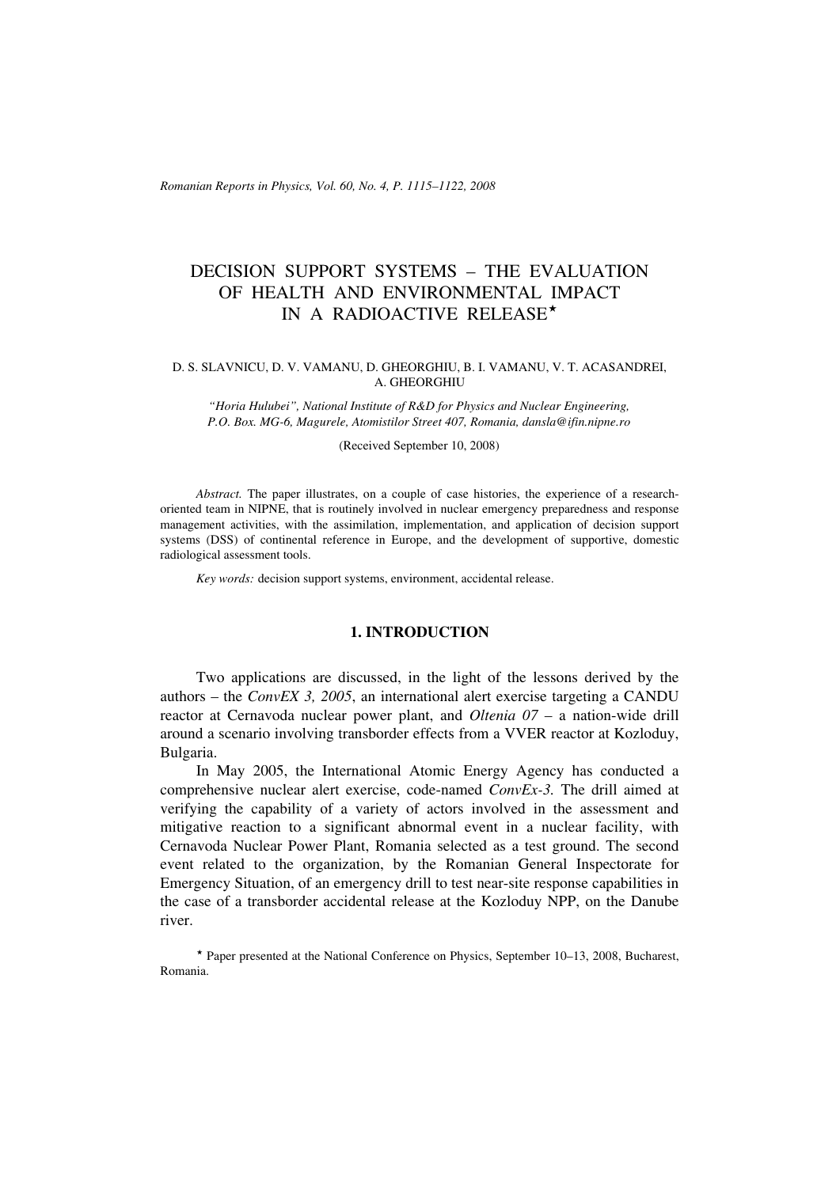# DECISION SUPPORT SYSTEMS – THE EVALUATION OF HEALTH AND ENVIRONMENTAL IMPACT IN A RADIOACTIVE RELEASE*

D. S. SLAVNICU, D. V. VAMANU, D. GHEORGHIU, B. I. VAMANU, V. T. ACASANDREI, A. GHEORGHIU

*"Horia Hulubei", National Institute of R&D for Physics and Nuclear Engineering, P.O. Box. MG-6, Magurele, Atomistilor Street 407, Romania, dansla@ifin.nipne.ro*

(Received September 10, 2008)

*Abstract.* The paper illustrates, on a couple of case histories, the experience of a research-oriented team in NIPNE, that is routinely involved in nuclear emergency preparedness and response management activities, with the assimilation, implementation, and application of decision support systems (DSS) of continental reference in Europe, and the development of supportive, domestic radiological assessment tools.

*Key words:* decision support systems, environment, accidental release.

## 1. INTRODUCTION

Two applications are discussed, in the light of the lessons derived by the authors – the *ConvEX 3, 2005*, an international alert exercise targeting a CANDU reactor at Cernavoda nuclear power plant, and *Oltenia 07* – a nation-wide drill around a scenario involving transborder effects from a VVER reactor at Kozloduy, Bulgaria.

In May 2005, the International Atomic Energy Agency has conducted a comprehensive nuclear alert exercise, code-named *ConvEx-3.* The drill aimed at verifying the capability of a variety of actors involved in the assessment and mitigative reaction to a significant abnormal event in a nuclear facility, with Cernavoda Nuclear Power Plant, Romania selected as a test ground. The second event related to the organization, by the Romanian General Inspectorate for Emergency Situation, of an emergency drill to test near-site response capabilities in the case of a transborder accidental release at the Kozloduy NPP, on the Danube river.

* Paper presented at the National Conference on Physics, September 10–13, 2008, Bucharest, Romania.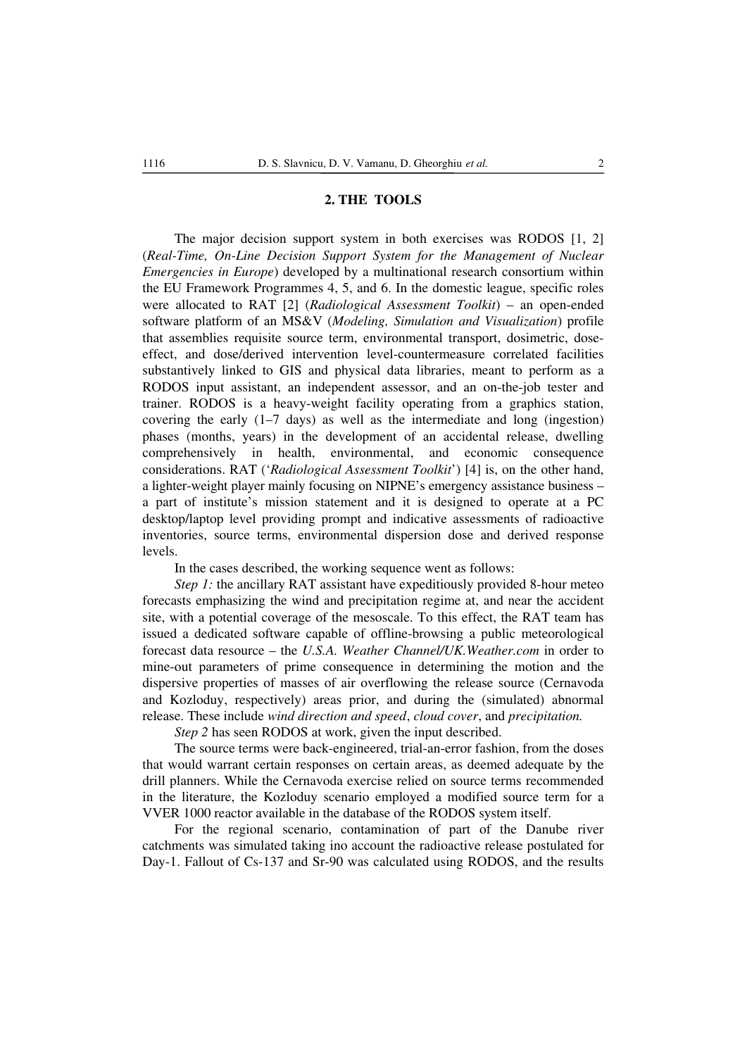## 2. THE TOOLS

The major decision support system in both exercises was RODOS [1, 2] (*Real-Time, On-Line Decision Support System for the Management of Nuclear Emergencies in Europe*) developed by a multinational research consortium within the EU Framework Programmes 4, 5, and 6. In the domestic league, specific roles were allocated to RAT [2] (*Radiological Assessment Toolkit*) – an open-ended software platform of an MS&V (*Modeling, Simulation and Visualization*) profile that assemblies requisite source term, environmental transport, dosimetric, dose-effect, and dose/derived intervention level-countermeasure correlated facilities substantively linked to GIS and physical data libraries, meant to perform as a RODOS input assistant, an independent assessor, and an on-the-job tester and trainer. RODOS is a heavy-weight facility operating from a graphics station, covering the early (1–7 days) as well as the intermediate and long (ingestion) phases (months, years) in the development of an accidental release, dwelling comprehensively in health, environmental, and economic consequence considerations. RAT ('*Radiological Assessment Toolkit*') [4] is, on the other hand, a lighter-weight player mainly focusing on NIPNE's emergency assistance business – a part of institute's mission statement and it is designed to operate at a PC desktop/laptop level providing prompt and indicative assessments of radioactive inventories, source terms, environmental dispersion dose and derived response levels.

In the cases described, the working sequence went as follows:

*Step 1:* the ancillary RAT assistant have expeditiously provided 8-hour meteo forecasts emphasizing the wind and precipitation regime at, and near the accident site, with a potential coverage of the mesoscale. To this effect, the RAT team has issued a dedicated software capable of offline-browsing a public meteorological forecast data resource – the *U.S.A. Weather Channel/UK.Weather.com* in order to mine-out parameters of prime consequence in determining the motion and the dispersive properties of masses of air overflowing the release source (Cernavoda and Kozloduy, respectively) areas prior, and during the (simulated) abnormal release. These include *wind direction and speed*, *cloud cover*, and *precipitation.*

*Step 2* has seen RODOS at work, given the input described.

The source terms were back-engineered, trial-an-error fashion, from the doses that would warrant certain responses on certain areas, as deemed adequate by the drill planners. While the Cernavoda exercise relied on source terms recommended in the literature, the Kozloduy scenario employed a modified source term for a VVER 1000 reactor available in the database of the RODOS system itself.

For the regional scenario, contamination of part of the Danube river catchments was simulated taking ino account the radioactive release postulated for Day-1. Fallout of Cs-137 and Sr-90 was calculated using RODOS, and the results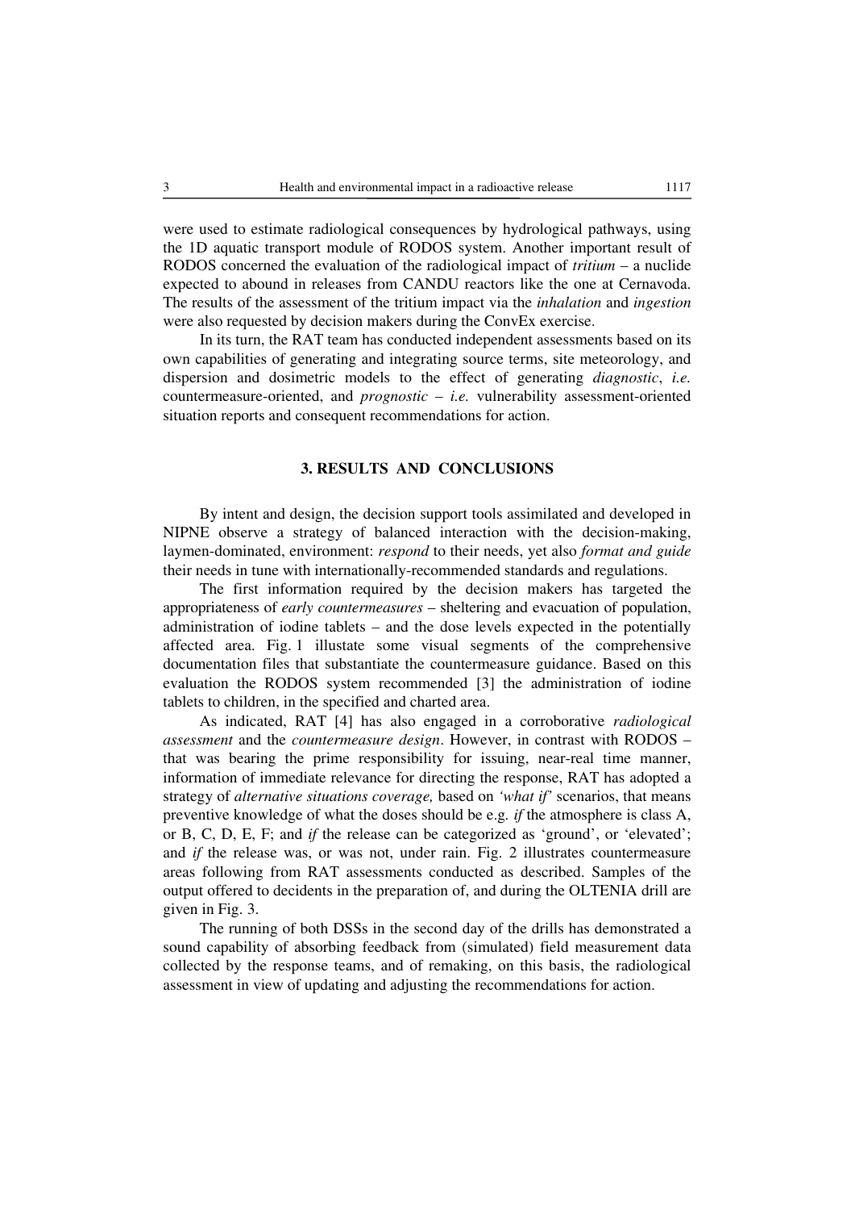were used to estimate radiological consequences by hydrological pathways, using the 1D aquatic transport module of RODOS system. Another important result of RODOS concerned the evaluation of the radiological impact of *tritium* – a nuclide expected to abound in releases from CANDU reactors like the one at Cernavoda. The results of the assessment of the tritium impact via the *inhalation* and *ingestion* were also requested by decision makers during the ConvEx exercise.

In its turn, the RAT team has conducted independent assessments based on its own capabilities of generating and integrating source terms, site meteorology, and dispersion and dosimetric models to the effect of generating *diagnostic*, *i.e.* countermeasure-oriented, and *prognostic* – *i.e.* vulnerability assessment-oriented situation reports and consequent recommendations for action.

## 3. RESULTS AND CONCLUSIONS

By intent and design, the decision support tools assimilated and developed in NIPNE observe a strategy of balanced interaction with the decision-making, laymen-dominated, environment: *respond* to their needs, yet also *format and guide* their needs in tune with internationally-recommended standards and regulations.

The first information required by the decision makers has targeted the appropriateness of *early countermeasures* – sheltering and evacuation of population, administration of iodine tablets – and the dose levels expected in the potentially affected area. Fig. 1 illustate some visual segments of the comprehensive documentation files that substantiate the countermeasure guidance. Based on this evaluation the RODOS system recommended [3] the administration of iodine tablets to children, in the specified and charted area.

As indicated, RAT [4] has also engaged in a corroborative *radiological assessment* and the *countermeasure design*. However, in contrast with RODOS – that was bearing the prime responsibility for issuing, near-real time manner, information of immediate relevance for directing the response, RAT has adopted a strategy of *alternative situations coverage,* based on *'what if'* scenarios, that means preventive knowledge of what the doses should be e.g. *if* the atmosphere is class A, or B, C, D, E, F; and *if* the release can be categorized as 'ground', or 'elevated'; and *if* the release was, or was not, under rain. Fig. 2 illustrates countermeasure areas following from RAT assessments conducted as described. Samples of the output offered to decidents in the preparation of, and during the OLTENIA drill are given in Fig. 3.

The running of both DSSs in the second day of the drills has demonstrated a sound capability of absorbing feedback from (simulated) field measurement data collected by the response teams, and of remaking, on this basis, the radiological assessment in view of updating and adjusting the recommendations for action.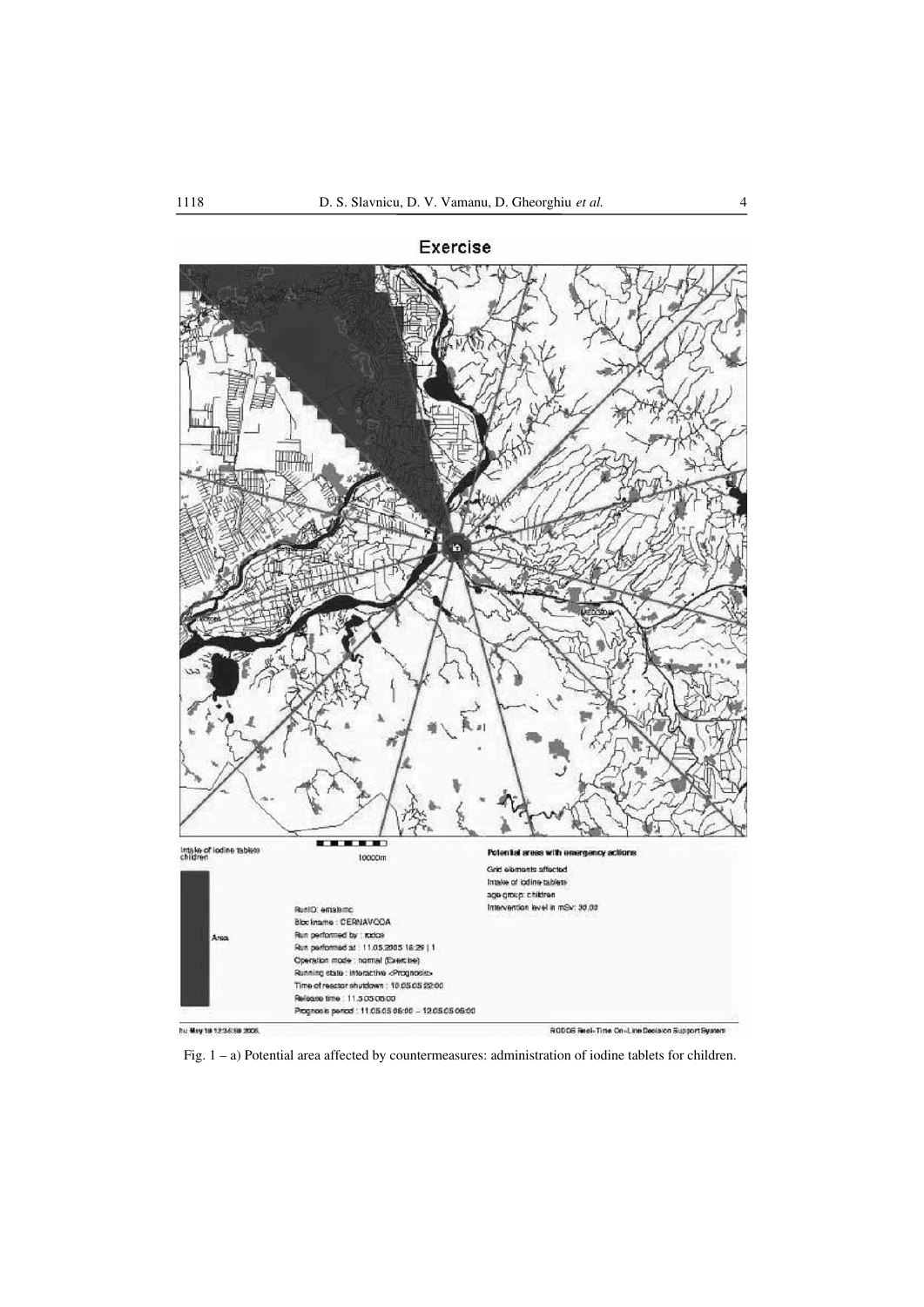Fig. 1 – a) Potential area affected by countermeasures: administration of iodine tablets for children.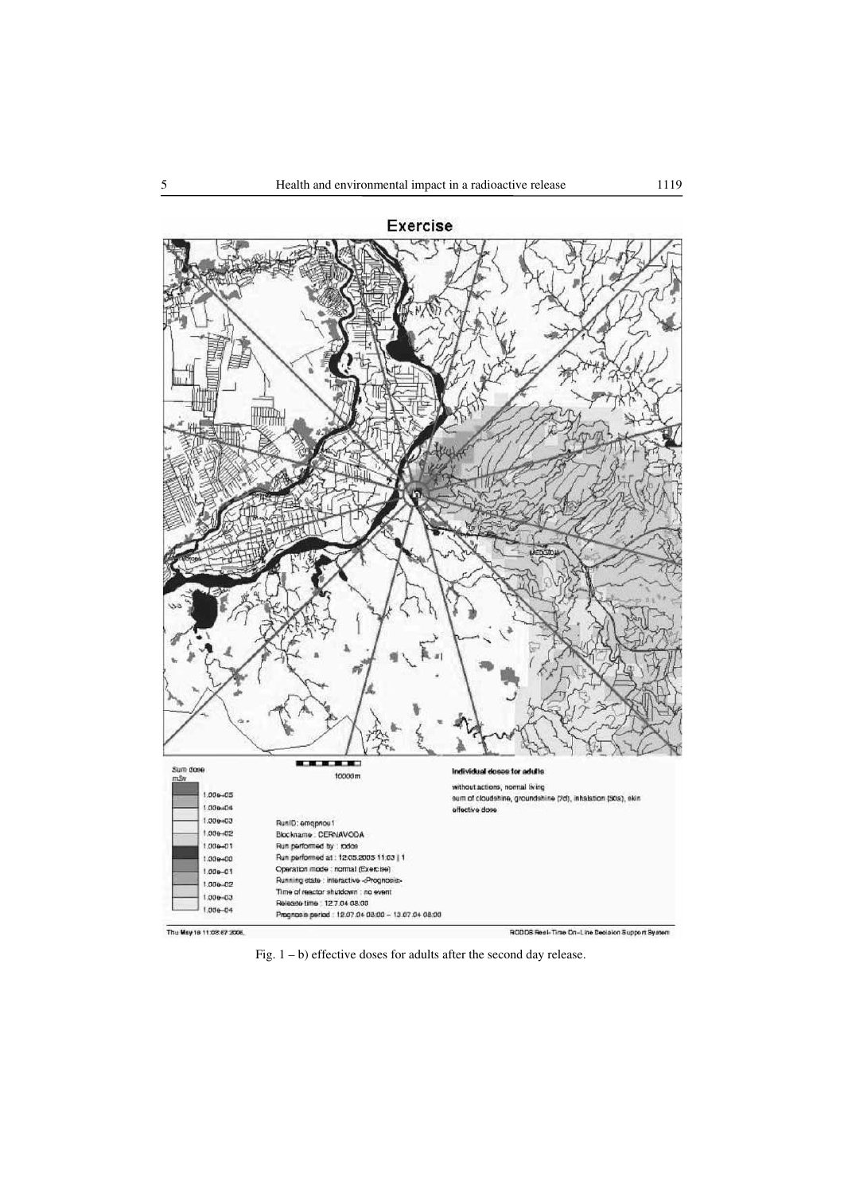Fig. 1 – b) effective doses for adults after the second day release.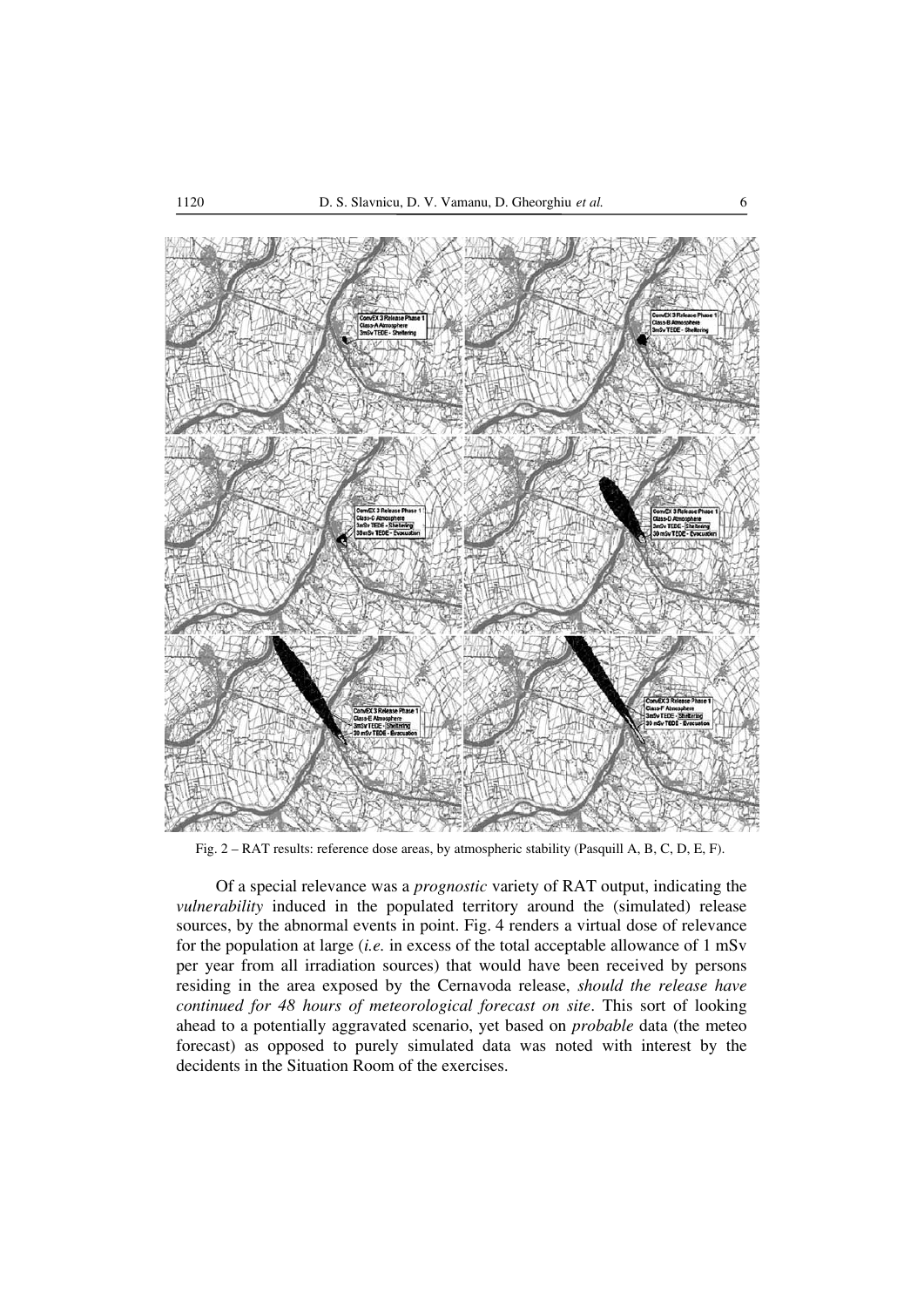Fig. 2 – RAT results: reference dose areas, by atmospheric stability (Pasquill A, B, C, D, E, F).

Of a special relevance was a *prognostic* variety of RAT output, indicating the *vulnerability* induced in the populated territory around the (simulated) release sources, by the abnormal events in point. Fig. 4 renders a virtual dose of relevance for the population at large (*i.e.* in excess of the total acceptable allowance of 1 mSv per year from all irradiation sources) that would have been received by persons residing in the area exposed by the Cernavoda release, *should the release have continued for 48 hours of meteorological forecast on site*. This sort of looking ahead to a potentially aggravated scenario, yet based on *probable* data (the meteo forecast) as opposed to purely simulated data was noted with interest by the decidents in the Situation Room of the exercises.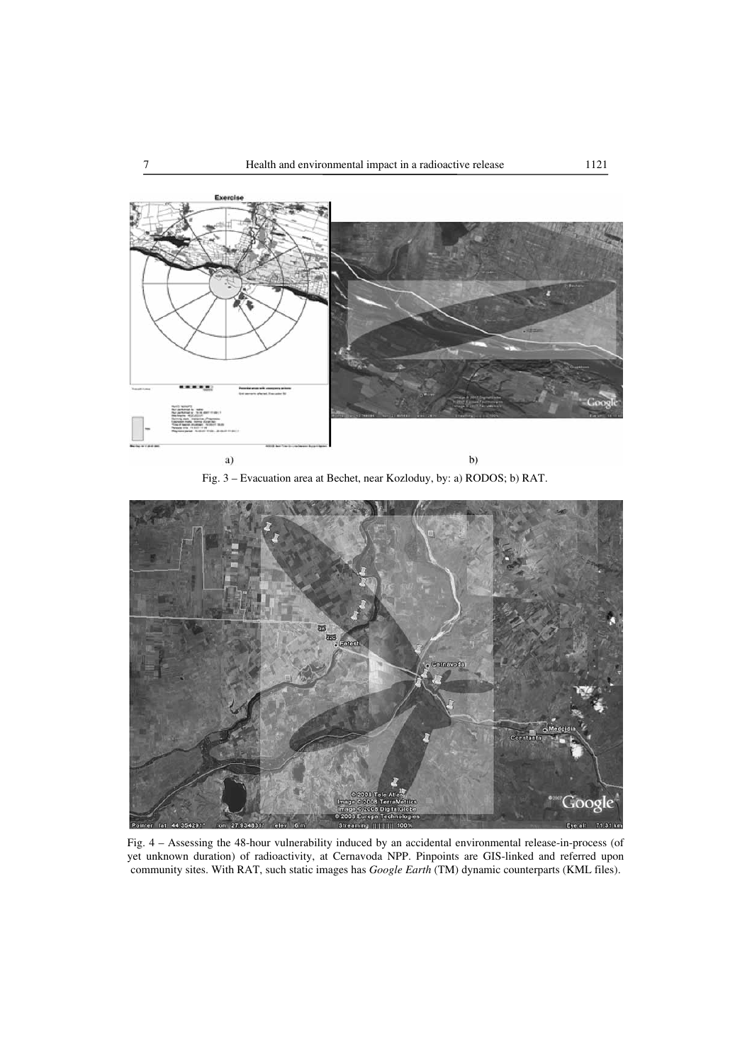a) b)

Fig. 3 – Evacuation area at Bechet, near Kozloduy, by: a) RODOS; b) RAT.

Fig. 4 – Assessing the 48-hour vulnerability induced by an accidental environmental release-in-process (of yet unknown duration) of radioactivity, at Cernavoda NPP. Pinpoints are GIS-linked and referred upon community sites. With RAT, such static images has *Google Earth* (TM) dynamic counterparts (KML files).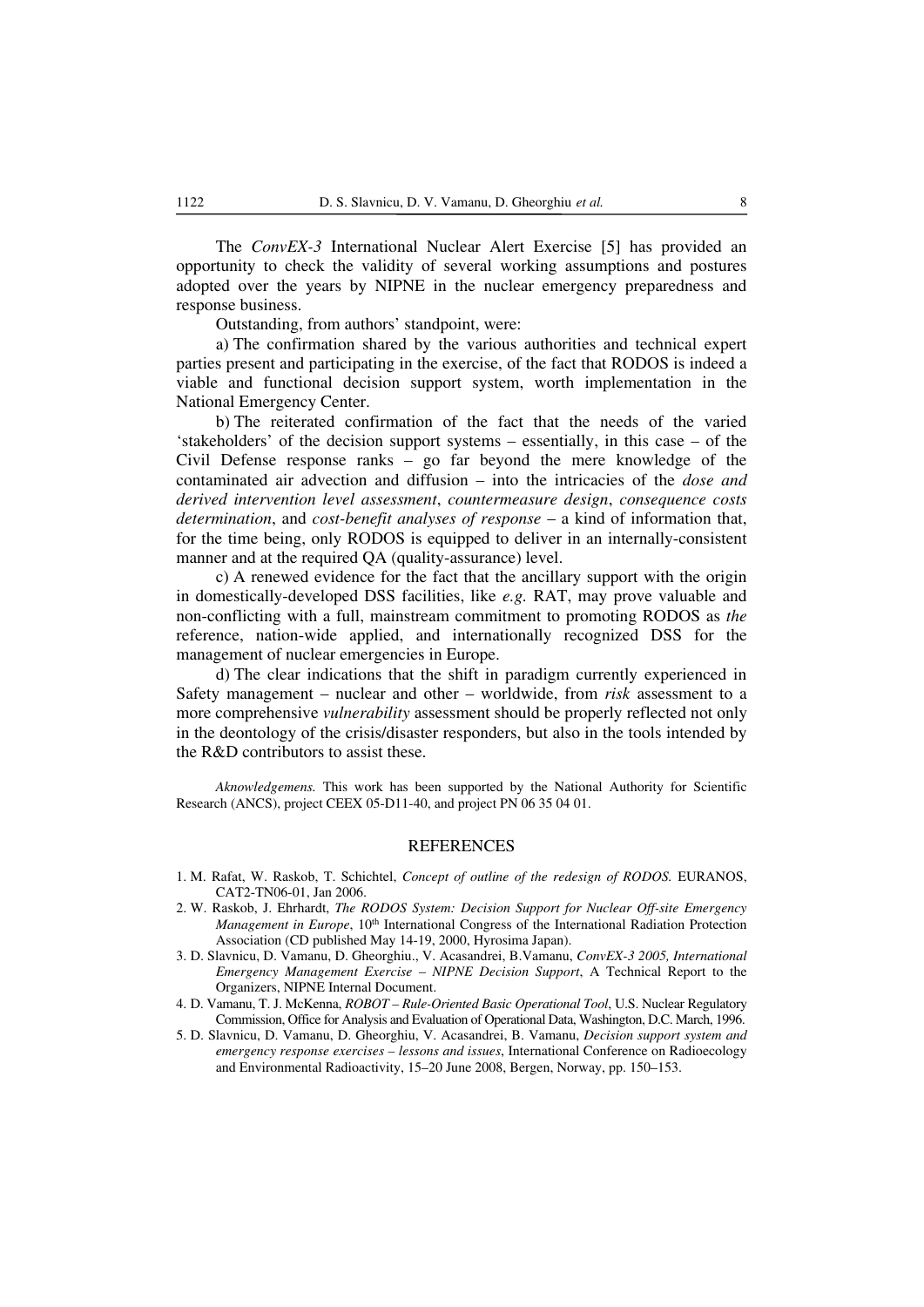The *ConvEX-3* International Nuclear Alert Exercise [5] has provided an opportunity to check the validity of several working assumptions and postures adopted over the years by NIPNE in the nuclear emergency preparedness and response business.

Outstanding, from authors' standpoint, were:

a) The confirmation shared by the various authorities and technical expert parties present and participating in the exercise, of the fact that RODOS is indeed a viable and functional decision support system, worth implementation in the National Emergency Center.

b) The reiterated confirmation of the fact that the needs of the varied 'stakeholders' of the decision support systems – essentially, in this case – of the Civil Defense response ranks – go far beyond the mere knowledge of the contaminated air advection and diffusion – into the intricacies of the *dose and derived intervention level assessment*, *countermeasure design*, *consequence costs determination*, and *cost-benefit analyses of response* – a kind of information that, for the time being, only RODOS is equipped to deliver in an internally-consistent manner and at the required QA (quality-assurance) level.

c) A renewed evidence for the fact that the ancillary support with the origin in domestically-developed DSS facilities, like *e.g.* RAT, may prove valuable and non-conflicting with a full, mainstream commitment to promoting RODOS as *the* reference, nation-wide applied, and internationally recognized DSS for the management of nuclear emergencies in Europe.

d) The clear indications that the shift in paradigm currently experienced in Safety management – nuclear and other – worldwide, from *risk* assessment to a more comprehensive *vulnerability* assessment should be properly reflected not only in the deontology of the crisis/disaster responders, but also in the tools intended by the R&D contributors to assist these.

*Aknowledgemens.* This work has been supported by the National Authority for Scientific Research (ANCS), project CEEX 05-D11-40, and project PN 06 35 04 01.

## REFERENCES

1. M. Rafat, W. Raskob, T. Schichtel, *Concept of outline of the redesign of RODOS.* EURANOS, CAT2-TN06-01, Jan 2006.
2. W. Raskob, J. Ehrhardt, *The RODOS System: Decision Support for Nuclear Off-site Emergency Management in Europe*, 10th International Congress of the International Radiation Protection Association (CD published May 14-19, 2000, Hyrosima Japan).
3. D. Slavnicu, D. Vamanu, D. Gheorghiu., V. Acasandrei, B.Vamanu, *ConvEX-3 2005, International Emergency Management Exercise – NIPNE Decision Support*, A Technical Report to the Organizers, NIPNE Internal Document.
4. D. Vamanu, T. J. McKenna, *ROBOT – Rule-Oriented Basic Operational Tool*, U.S. Nuclear Regulatory Commission, Office for Analysis and Evaluation of Operational Data, Washington, D.C. March, 1996.
5. D. Slavnicu, D. Vamanu, D. Gheorghiu, V. Acasandrei, B. Vamanu, *Decision support system and emergency response exercises – lessons and issues*, International Conference on Radioecology and Environmental Radioactivity, 15–20 June 2008, Bergen, Norway, pp. 150–153.